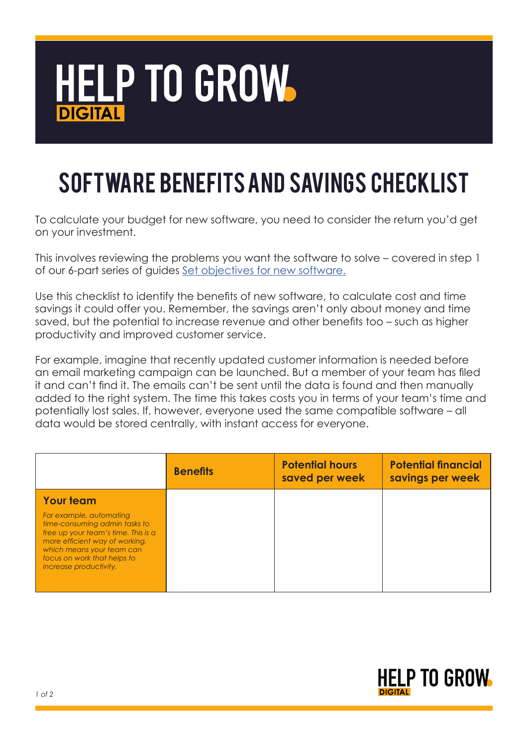# HELP TO GROW DIGITAL

## SOFTWARE BENEFITS AND SAVINGS CHECKLIST

To calculate your budget for new software, you need to consider the return you'd get on your investment.

This involves reviewing the problems you want the software to solve – covered in step 1 of our 6-part series of guides [Set objectives for new software.]

Use this checklist to identify the benefits of new software, to calculate cost and time savings it could offer you. Remember, the savings aren't only about money and time saved, but the potential to increase revenue and other benefits too – such as higher productivity and improved customer service.

For example, imagine that recently updated customer information is needed before an email marketing campaign can be launched. But a member of your team has filed it and can't find it. The emails can't be sent until the data is found and then manually added to the right system. The time this takes costs you in terms of your team's time and potentially lost sales. If, however, everyone used the same compatible software – all data would be stored centrally, with instant access for everyone.

| | Benefits | Potential hours saved per week | Potential financial savings per week |
|---|---|---|---|
| **Your team**<br>*For example, automating time-consuming admin tasks to free up your team's time. This is a more efficient way of working, which means your team can focus on work that helps to increase productivity.* | | | |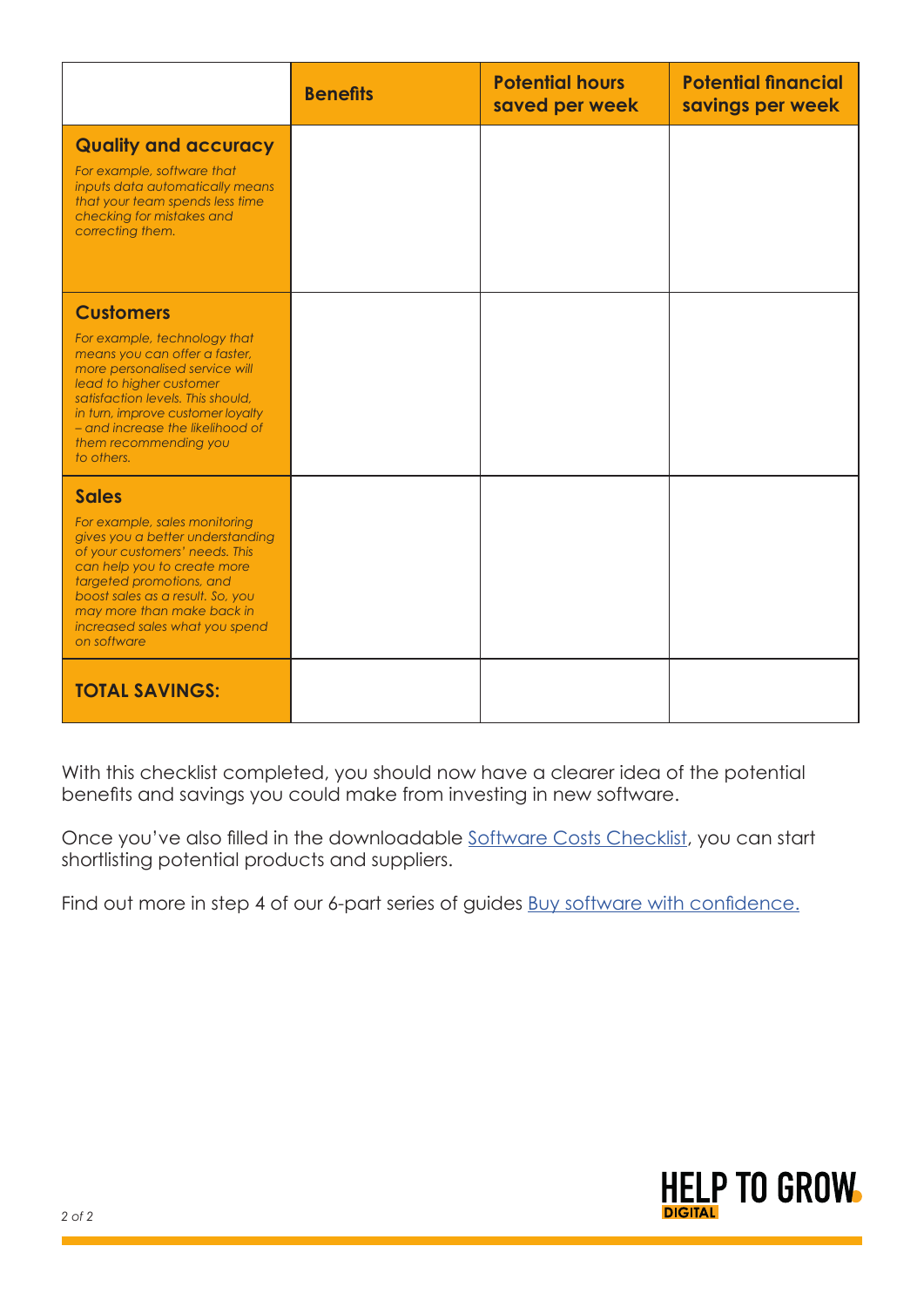| | Benefits | Potential hours saved per week | Potential financial savings per week |
|---|---|---|---|
| **Quality and accuracy**<br>*For example, software that inputs data automatically means that your team spends less time checking for mistakes and correcting them.* | | | |
| **Customers**<br>*For example, technology that means you can offer a faster, more personalised service will lead to higher customer satisfaction levels. This should, in turn, improve customer loyalty – and increase the likelihood of them recommending you to others.* | | | |
| **Sales**<br>*For example, sales monitoring gives you a better understanding of your customers' needs. This can help you to create more targeted promotions, and boost sales as a result. So, you may more than make back in increased sales what you spend on software* | | | |
| **TOTAL SAVINGS:** | | | |

With this checklist completed, you should now have a clearer idea of the potential benefits and savings you could make from investing in new software.

Once you've also filled in the downloadable Software Costs Checklist, you can start shortlisting potential products and suppliers.

Find out more in step 4 of our 6-part series of guides Buy software with confidence.

HELP TO GROW DIGITAL